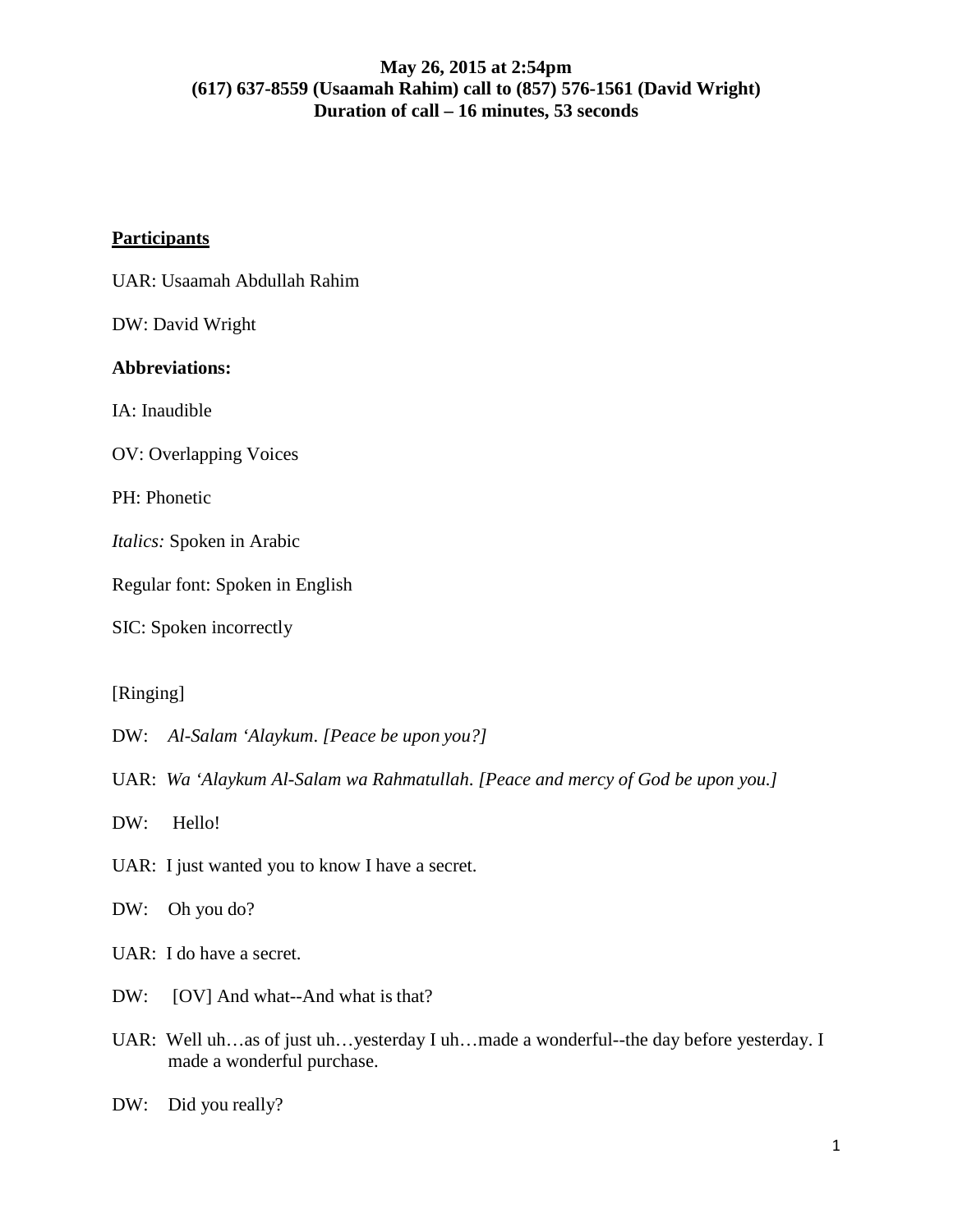**May 26, 2015 at 2:54pm**
**(617) 637-8559 (Usaamah Rahim) call to (857) 576-1561 (David Wright)**
**Duration of call – 16 minutes, 53 seconds**

**<u>Participants</u>**

UAR: Usaamah Abdullah Rahim

DW: David Wright

**Abbreviations:**

IA: Inaudible

OV: Overlapping Voices

PH: Phonetic

*Italics:* Spoken in Arabic

Regular font: Spoken in English

SIC: Spoken incorrectly

[Ringing]

DW: *Al-Salam 'Alaykum. [Peace be upon you?]*

UAR: *Wa 'Alaykum Al-Salam wa Rahmatullah. [Peace and mercy of God be upon you.]*

DW: Hello!

UAR: I just wanted you to know I have a secret.

DW: Oh you do?

UAR: I do have a secret.

DW: [OV] And what--And what is that?

UAR: Well uh…as of just uh…yesterday I uh…made a wonderful--the day before yesterday. I made a wonderful purchase.

DW: Did you really?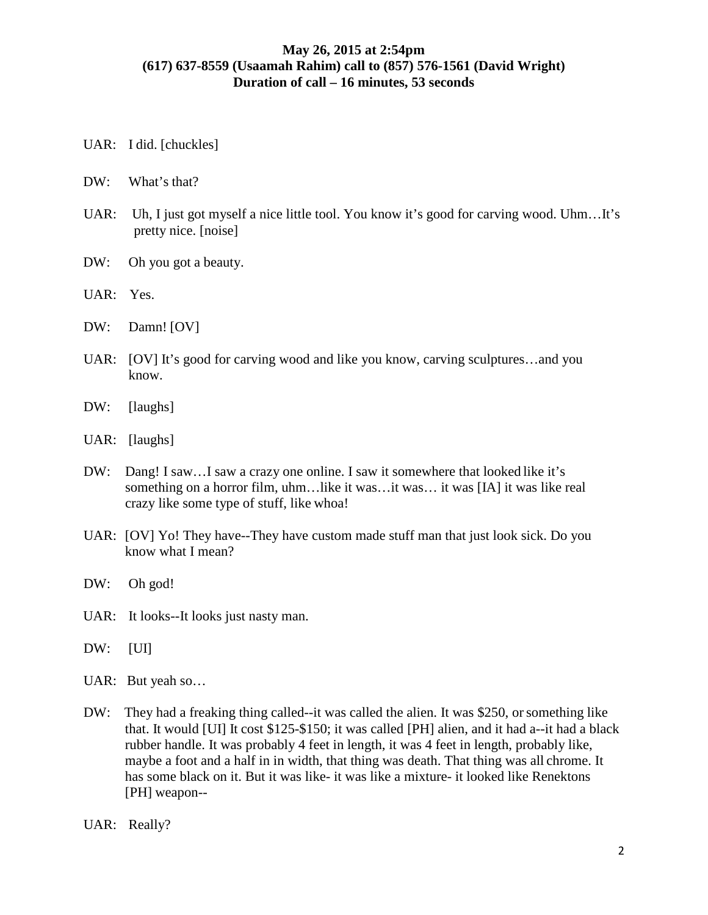**May 26, 2015 at 2:54pm**
**(617) 637-8559 (Usaamah Rahim) call to (857) 576-1561 (David Wright)**
**Duration of call – 16 minutes, 53 seconds**

UAR: I did. [chuckles]

DW: What's that?

UAR: Uh, I just got myself a nice little tool. You know it's good for carving wood. Uhm…It's pretty nice. [noise]

DW: Oh you got a beauty.

UAR: Yes.

DW: Damn! [OV]

UAR: [OV] It's good for carving wood and like you know, carving sculptures…and you know.

DW: [laughs]

UAR: [laughs]

DW: Dang! I saw…I saw a crazy one online. I saw it somewhere that looked like it's something on a horror film, uhm…like it was…it was… it was [IA] it was like real crazy like some type of stuff, like whoa!

UAR: [OV] Yo! They have--They have custom made stuff man that just look sick. Do you know what I mean?

DW: Oh god!

UAR: It looks--It looks just nasty man.

DW: [UI]

UAR: But yeah so…

DW: They had a freaking thing called--it was called the alien. It was $250, or something like that. It would [UI] It cost $125-$150; it was called [PH] alien, and it had a--it had a black rubber handle. It was probably 4 feet in length, it was 4 feet in length, probably like, maybe a foot and a half in in width, that thing was death. That thing was all chrome. It has some black on it. But it was like- it was like a mixture- it looked like Renektons [PH] weapon--

UAR: Really?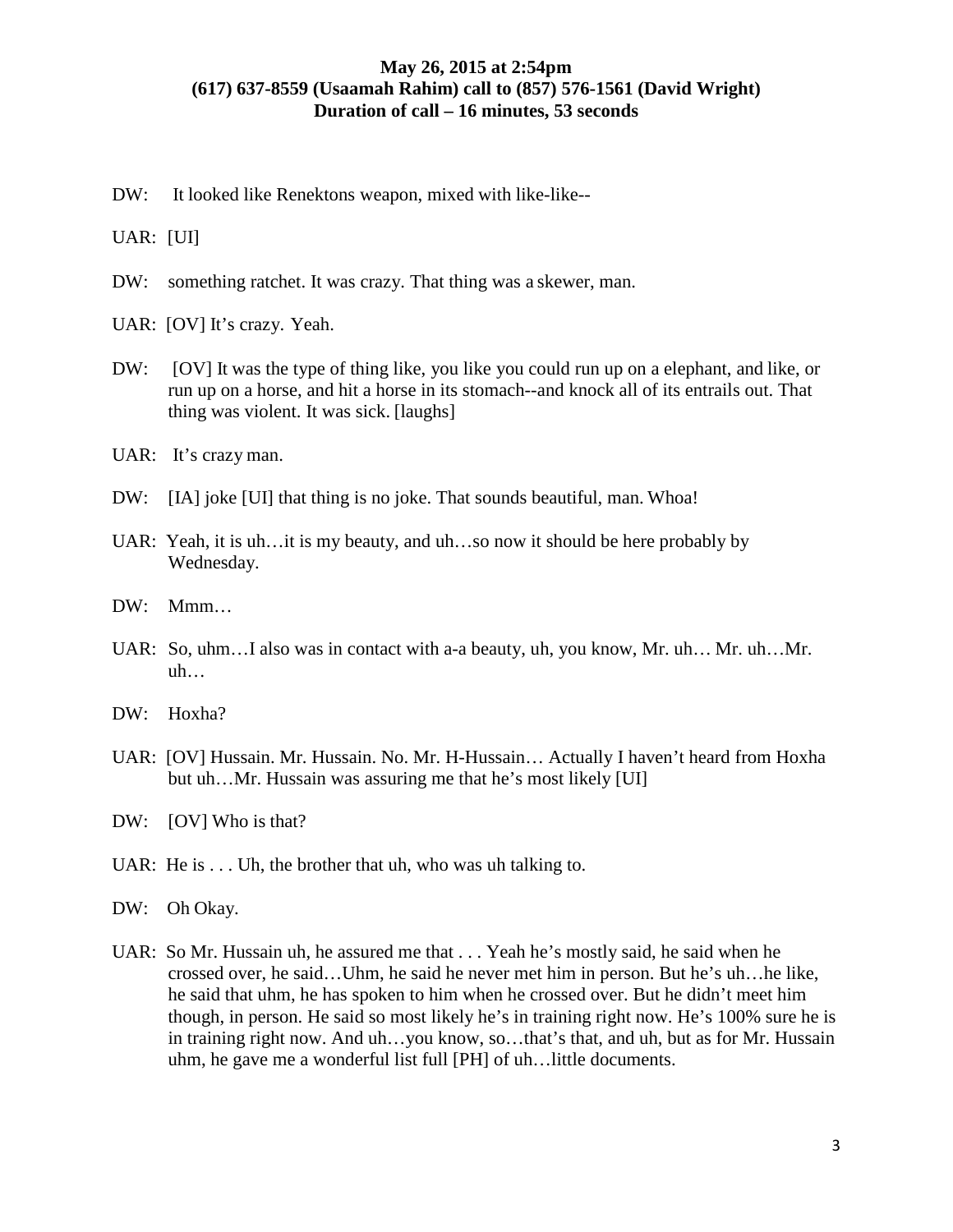**May 26, 2015 at 2:54pm**
**(617) 637-8559 (Usaamah Rahim) call to (857) 576-1561 (David Wright)**
**Duration of call – 16 minutes, 53 seconds**

DW: It looked like Renektons weapon, mixed with like-like--

UAR: [UI]

DW: something ratchet. It was crazy. That thing was a skewer, man.

UAR: [OV] It's crazy. Yeah.

DW: [OV] It was the type of thing like, you like you could run up on a elephant, and like, or run up on a horse, and hit a horse in its stomach--and knock all of its entrails out. That thing was violent. It was sick. [laughs]

UAR: It's crazy man.

DW: [IA] joke [UI] that thing is no joke. That sounds beautiful, man. Whoa!

UAR: Yeah, it is uh…it is my beauty, and uh…so now it should be here probably by Wednesday.

DW: Mmm…

UAR: So, uhm…I also was in contact with a-a beauty, uh, you know, Mr. uh… Mr. uh…Mr. uh…

DW: Hoxha?

UAR: [OV] Hussain. Mr. Hussain. No. Mr. H-Hussain… Actually I haven't heard from Hoxha but uh…Mr. Hussain was assuring me that he's most likely [UI]

DW: [OV] Who is that?

UAR: He is . . . Uh, the brother that uh, who was uh talking to.

DW: Oh Okay.

UAR: So Mr. Hussain uh, he assured me that . . . Yeah he's mostly said, he said when he crossed over, he said…Uhm, he said he never met him in person. But he's uh…he like, he said that uhm, he has spoken to him when he crossed over. But he didn't meet him though, in person. He said so most likely he's in training right now. He's 100% sure he is in training right now. And uh…you know, so…that's that, and uh, but as for Mr. Hussain uhm, he gave me a wonderful list full [PH] of uh…little documents.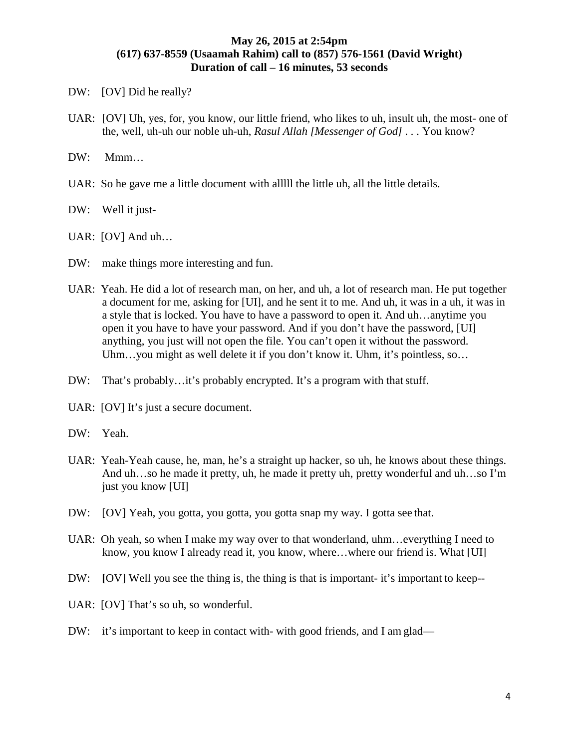**May 26, 2015 at 2:54pm**
**(617) 637-8559 (Usaamah Rahim) call to (857) 576-1561 (David Wright)**
**Duration of call – 16 minutes, 53 seconds**

DW: [OV] Did he really?

UAR: [OV] Uh, yes, for, you know, our little friend, who likes to uh, insult uh, the most- one of the, well, uh-uh our noble uh-uh, *Rasul Allah [Messenger of God]* . . . You know?

DW: Mmm…

UAR: So he gave me a little document with alllll the little uh, all the little details.

DW: Well it just-

UAR: [OV] And uh…

DW: make things more interesting and fun.

UAR: Yeah. He did a lot of research man, on her, and uh, a lot of research man. He put together a document for me, asking for [UI], and he sent it to me. And uh, it was in a uh, it was in a style that is locked. You have to have a password to open it. And uh…anytime you open it you have to have your password. And if you don't have the password, [UI] anything, you just will not open the file. You can't open it without the password. Uhm…you might as well delete it if you don't know it. Uhm, it's pointless, so…

DW: That's probably…it's probably encrypted. It's a program with that stuff.

UAR: [OV] It's just a secure document.

DW: Yeah.

UAR: Yeah-Yeah cause, he, man, he's a straight up hacker, so uh, he knows about these things. And uh…so he made it pretty, uh, he made it pretty uh, pretty wonderful and uh…so I'm just you know [UI]

DW: [OV] Yeah, you gotta, you gotta, you gotta snap my way. I gotta see that.

UAR: Oh yeah, so when I make my way over to that wonderland, uhm…everything I need to know, you know I already read it, you know, where…where our friend is. What [UI]

DW: [OV] Well you see the thing is, the thing is that is important- it's important to keep--

UAR: [OV] That's so uh, so wonderful.

DW: it's important to keep in contact with- with good friends, and I am glad—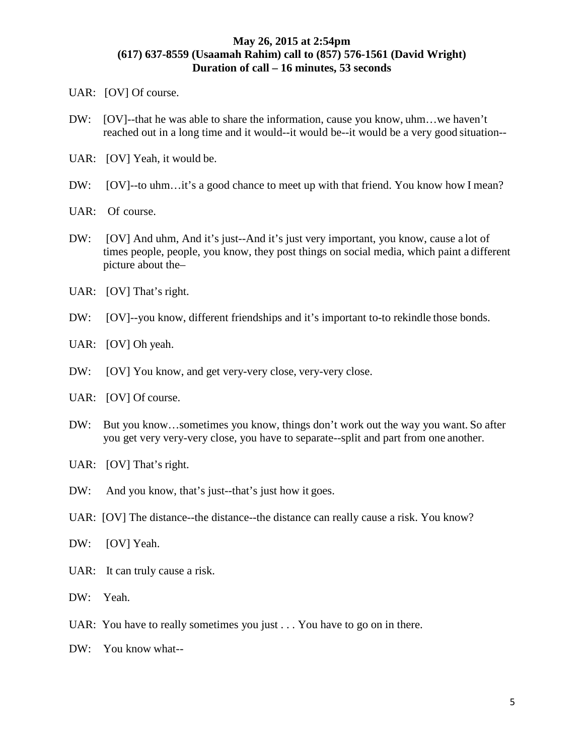**May 26, 2015 at 2:54pm**
**(617) 637-8559 (Usaamah Rahim) call to (857) 576-1561 (David Wright)**
**Duration of call – 16 minutes, 53 seconds**

UAR: [OV] Of course.

DW: [OV]--that he was able to share the information, cause you know, uhm…we haven't reached out in a long time and it would--it would be--it would be a very good situation--

UAR: [OV] Yeah, it would be.

DW: [OV]--to uhm…it's a good chance to meet up with that friend. You know how I mean?

UAR: Of course.

DW: [OV] And uhm, And it's just--And it's just very important, you know, cause a lot of times people, people, you know, they post things on social media, which paint a different picture about the–

UAR: [OV] That's right.

DW: [OV]--you know, different friendships and it's important to-to rekindle those bonds.

UAR: [OV] Oh yeah.

DW: [OV] You know, and get very-very close, very-very close.

UAR: [OV] Of course.

DW: But you know…sometimes you know, things don't work out the way you want. So after you get very very-very close, you have to separate--split and part from one another.

UAR: [OV] That's right.

DW: And you know, that's just--that's just how it goes.

UAR: [OV] The distance--the distance--the distance can really cause a risk. You know?

DW: [OV] Yeah.

UAR: It can truly cause a risk.

DW: Yeah.

UAR: You have to really sometimes you just . . . You have to go on in there.

DW: You know what--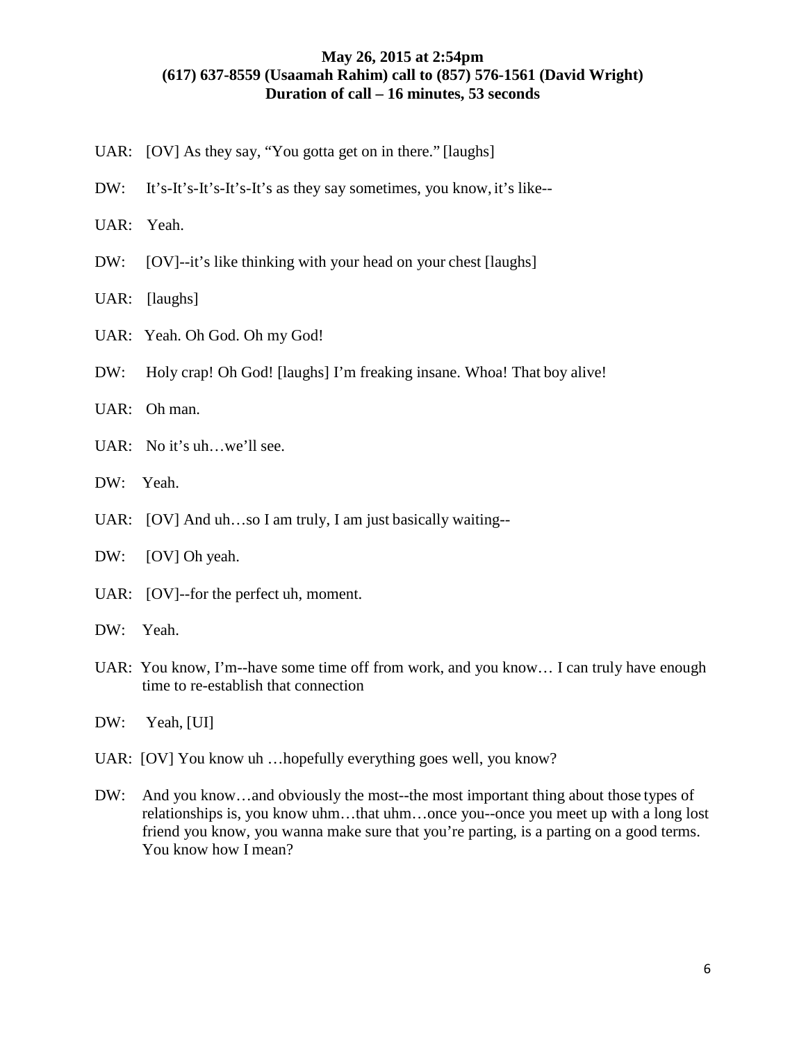**May 26, 2015 at 2:54pm**
**(617) 637-8559 (Usaamah Rahim) call to (857) 576-1561 (David Wright)**
**Duration of call – 16 minutes, 53 seconds**

UAR: [OV] As they say, "You gotta get on in there." [laughs]

DW: It's-It's-It's-It's-It's as they say sometimes, you know, it's like--

UAR: Yeah.

DW: [OV]--it's like thinking with your head on your chest [laughs]

UAR: [laughs]

UAR: Yeah. Oh God. Oh my God!

DW: Holy crap! Oh God! [laughs] I'm freaking insane. Whoa! That boy alive!

UAR: Oh man.

UAR: No it's uh…we'll see.

DW: Yeah.

UAR: [OV] And uh…so I am truly, I am just basically waiting--

DW: [OV] Oh yeah.

UAR: [OV]--for the perfect uh, moment.

DW: Yeah.

UAR: You know, I'm--have some time off from work, and you know… I can truly have enough time to re-establish that connection

DW: Yeah, [UI]

UAR: [OV] You know uh …hopefully everything goes well, you know?

DW: And you know…and obviously the most--the most important thing about those types of relationships is, you know uhm…that uhm…once you--once you meet up with a long lost friend you know, you wanna make sure that you're parting, is a parting on a good terms. You know how I mean?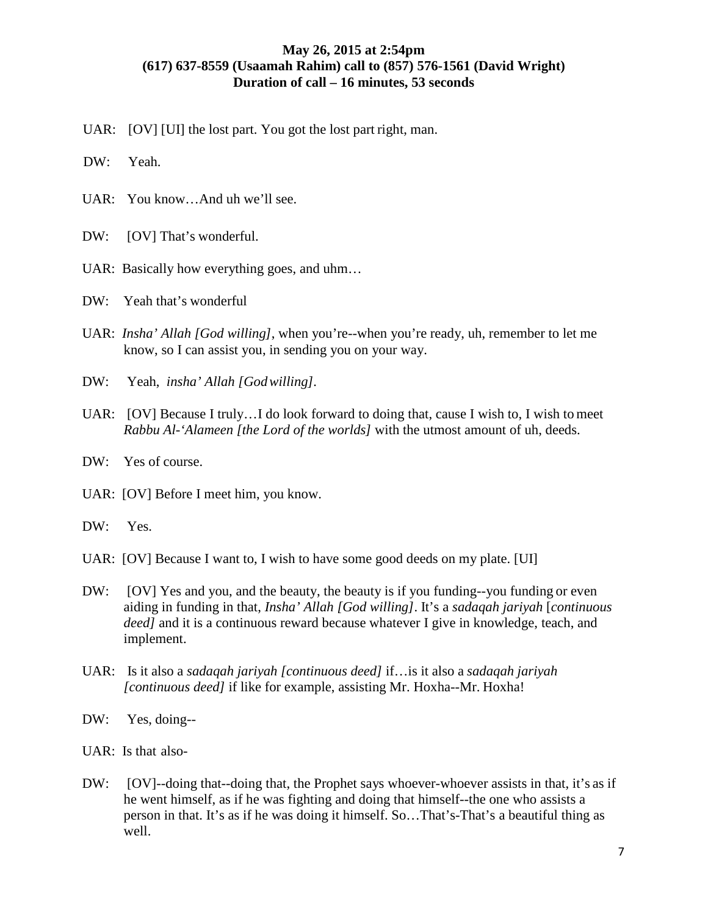**May 26, 2015 at 2:54pm**
**(617) 637-8559 (Usaamah Rahim) call to (857) 576-1561 (David Wright)**
**Duration of call – 16 minutes, 53 seconds**

UAR: [OV] [UI] the lost part. You got the lost part right, man.

DW: Yeah.

UAR: You know…And uh we'll see.

DW: [OV] That's wonderful.

UAR: Basically how everything goes, and uhm…

DW: Yeah that's wonderful

UAR: *Insha' Allah [God willing]*, when you're--when you're ready, uh, remember to let me know, so I can assist you, in sending you on your way.

DW: Yeah, *insha' Allah [God willing]*.

UAR: [OV] Because I truly…I do look forward to doing that, cause I wish to, I wish to meet *Rabbu Al-'Alameen [the Lord of the worlds]* with the utmost amount of uh, deeds.

DW: Yes of course.

UAR: [OV] Before I meet him, you know.

DW: Yes.

UAR: [OV] Because I want to, I wish to have some good deeds on my plate. [UI]

DW: [OV] Yes and you, and the beauty, the beauty is if you funding--you funding or even aiding in funding in that, *Insha' Allah [God willing]*. It's a *sadaqah jariyah* [*continuous deed]* and it is a continuous reward because whatever I give in knowledge, teach, and implement.

UAR: Is it also a *sadaqah jariyah [continuous deed]* if…is it also a *sadaqah jariyah [continuous deed]* if like for example, assisting Mr. Hoxha--Mr. Hoxha!

DW: Yes, doing--

UAR: Is that also-

DW: [OV]--doing that--doing that, the Prophet says whoever-whoever assists in that, it's as if he went himself, as if he was fighting and doing that himself--the one who assists a person in that. It's as if he was doing it himself. So…That's-That's a beautiful thing as well.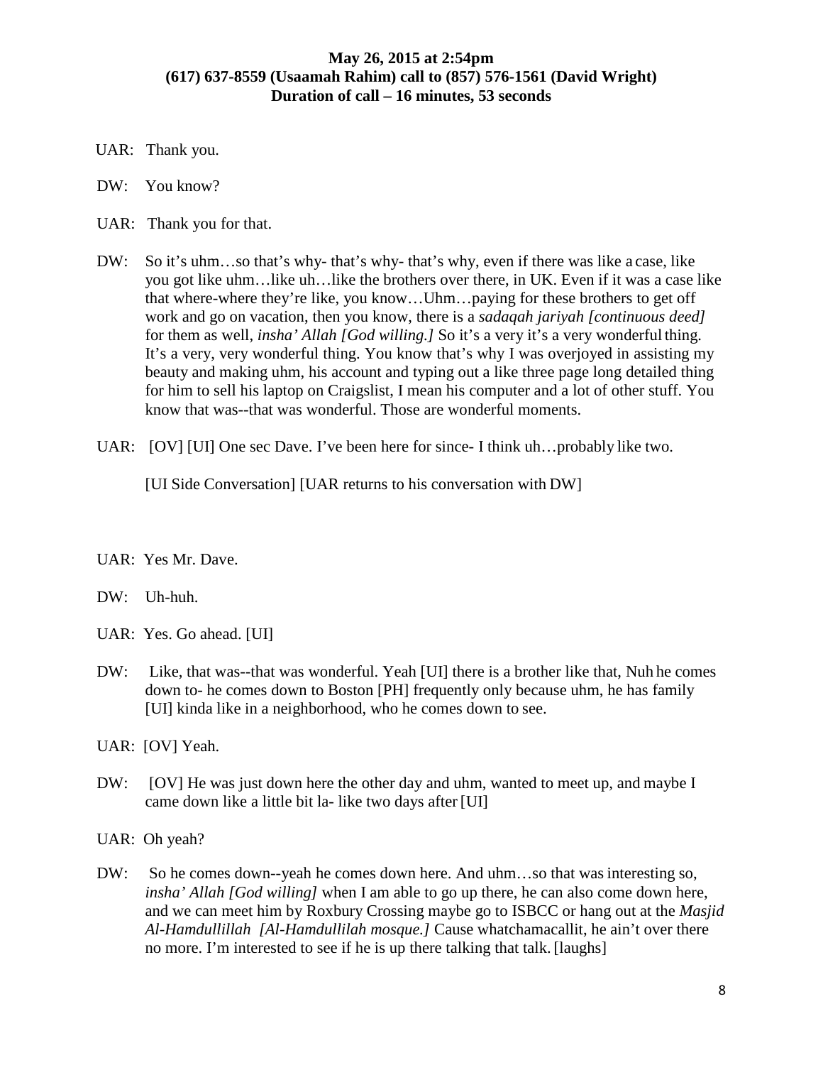**May 26, 2015 at 2:54pm**
**(617) 637-8559 (Usaamah Rahim) call to (857) 576-1561 (David Wright)**
**Duration of call – 16 minutes, 53 seconds**

UAR: Thank you.

DW: You know?

UAR: Thank you for that.

DW: So it's uhm…so that's why- that's why- that's why, even if there was like a case, like you got like uhm…like uh…like the brothers over there, in UK. Even if it was a case like that where-where they're like, you know…Uhm…paying for these brothers to get off work and go on vacation, then you know, there is a *sadaqah jariyah [continuous deed]* for them as well, *insha' Allah [God willing.]* So it's a very it's a very wonderful thing. It's a very, very wonderful thing. You know that's why I was overjoyed in assisting my beauty and making uhm, his account and typing out a like three page long detailed thing for him to sell his laptop on Craigslist, I mean his computer and a lot of other stuff. You know that was--that was wonderful. Those are wonderful moments.

UAR: [OV] [UI] One sec Dave. I've been here for since- I think uh…probably like two.

[UI Side Conversation] [UAR returns to his conversation with DW]

UAR: Yes Mr. Dave.

DW: Uh-huh.

UAR: Yes. Go ahead. [UI]

DW: Like, that was--that was wonderful. Yeah [UI] there is a brother like that, Nuh he comes down to- he comes down to Boston [PH] frequently only because uhm, he has family [UI] kinda like in a neighborhood, who he comes down to see.

UAR: [OV] Yeah.

DW: [OV] He was just down here the other day and uhm, wanted to meet up, and maybe I came down like a little bit la- like two days after [UI]

UAR: Oh yeah?

DW: So he comes down--yeah he comes down here. And uhm…so that was interesting so, *insha' Allah [God willing]* when I am able to go up there, he can also come down here, and we can meet him by Roxbury Crossing maybe go to ISBCC or hang out at the *Masjid Al-Hamdullillah [Al-Hamdullilah mosque.]* Cause whatchamacallit, he ain't over there no more. I'm interested to see if he is up there talking that talk. [laughs]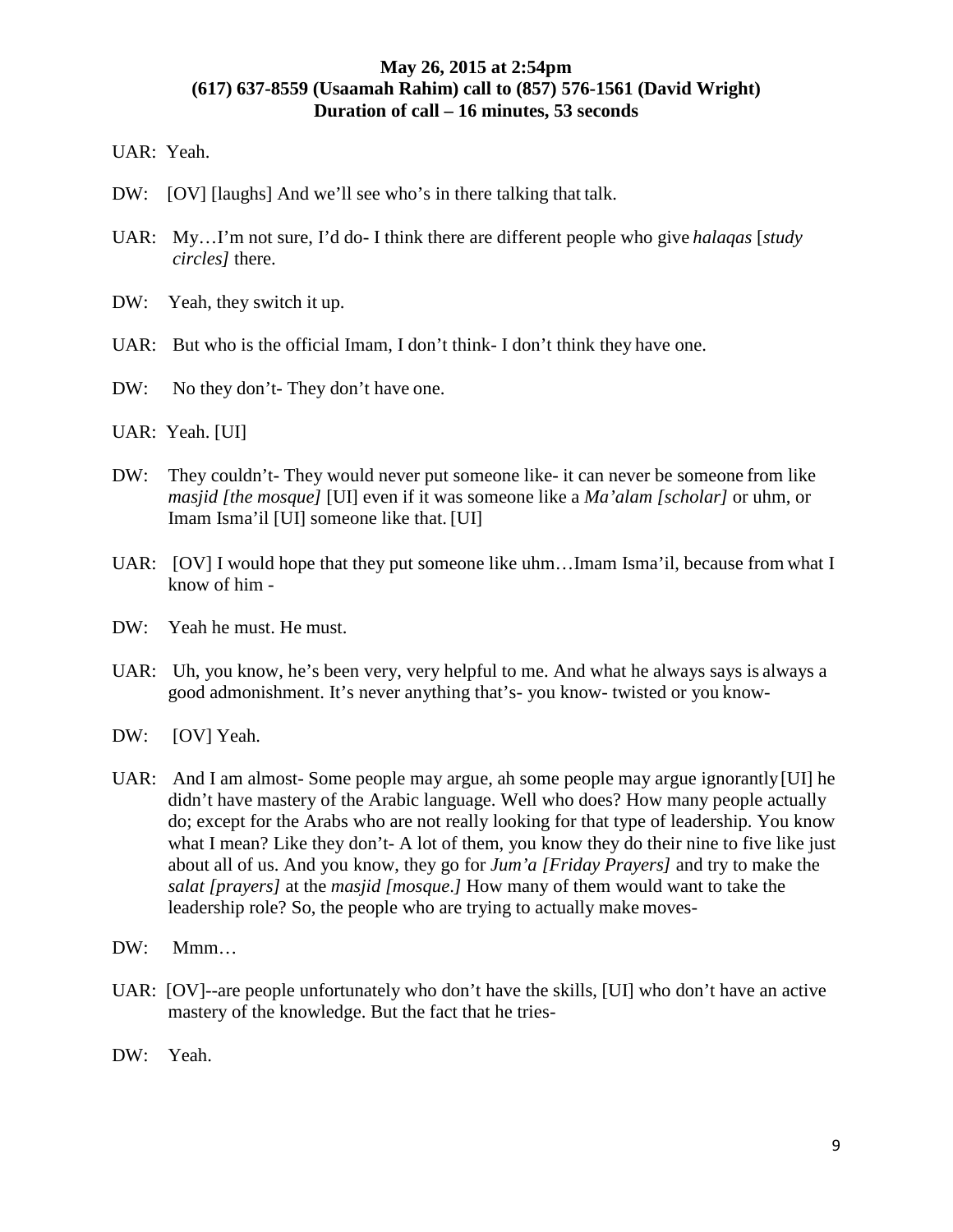**May 26, 2015 at 2:54pm**
**(617) 637-8559 (Usaamah Rahim) call to (857) 576-1561 (David Wright)**
**Duration of call – 16 minutes, 53 seconds**

UAR: Yeah.

DW: [OV] [laughs] And we'll see who's in there talking that talk.

UAR: My…I'm not sure, I'd do- I think there are different people who give *halaqas* [*study circles]* there.

DW: Yeah, they switch it up.

UAR: But who is the official Imam, I don't think- I don't think they have one.

DW: No they don't- They don't have one.

UAR: Yeah. [UI]

DW: They couldn't- They would never put someone like- it can never be someone from like *masjid [the mosque]* [UI] even if it was someone like a *Ma'alam [scholar]* or uhm, or Imam Isma'il [UI] someone like that. [UI]

UAR: [OV] I would hope that they put someone like uhm…Imam Isma'il, because from what I know of him -

DW: Yeah he must. He must.

UAR: Uh, you know, he's been very, very helpful to me. And what he always says is always a good admonishment. It's never anything that's- you know- twisted or you know-

DW: [OV] Yeah.

UAR: And I am almost- Some people may argue, ah some people may argue ignorantly [UI] he didn't have mastery of the Arabic language. Well who does? How many people actually do; except for the Arabs who are not really looking for that type of leadership. You know what I mean? Like they don't- A lot of them, you know they do their nine to five like just about all of us. And you know, they go for *Jum'a [Friday Prayers]* and try to make the *salat [prayers]* at the *masjid [mosque.]* How many of them would want to take the leadership role? So, the people who are trying to actually make moves-

DW: Mmm…

UAR: [OV]--are people unfortunately who don't have the skills, [UI] who don't have an active mastery of the knowledge. But the fact that he tries-

DW: Yeah.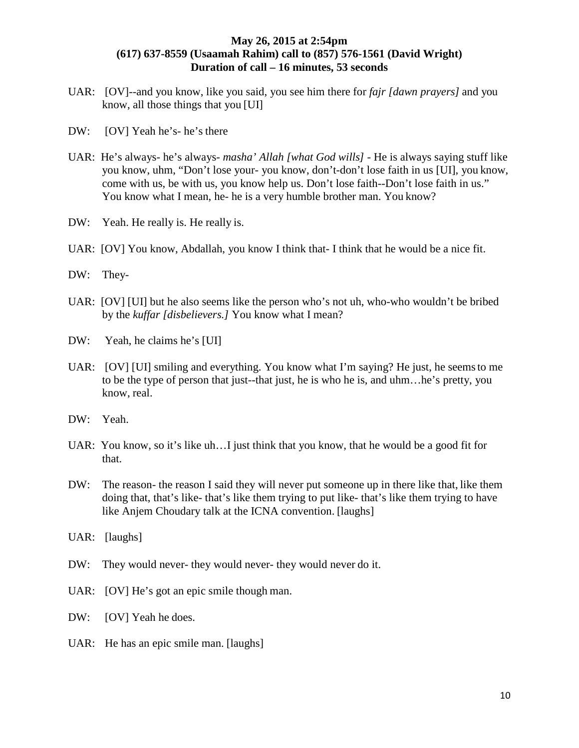**May 26, 2015 at 2:54pm**
**(617) 637-8559 (Usaamah Rahim) call to (857) 576-1561 (David Wright)**
**Duration of call – 16 minutes, 53 seconds**

UAR: [OV]--and you know, like you said, you see him there for *fajr [dawn prayers]* and you know, all those things that you [UI]

DW: [OV] Yeah he's- he's there

UAR: He's always- he's always- *masha' Allah [what God wills]* - He is always saying stuff like you know, uhm, "Don't lose your- you know, don't-don't lose faith in us [UI], you know, come with us, be with us, you know help us. Don't lose faith--Don't lose faith in us." You know what I mean, he- he is a very humble brother man. You know?

DW: Yeah. He really is. He really is.

UAR: [OV] You know, Abdallah, you know I think that- I think that he would be a nice fit.

DW: They-

UAR: [OV] [UI] but he also seems like the person who's not uh, who-who wouldn't be bribed by the *kuffar [disbelievers.]* You know what I mean?

DW: Yeah, he claims he's [UI]

UAR: [OV] [UI] smiling and everything. You know what I'm saying? He just, he seems to me to be the type of person that just--that just, he is who he is, and uhm…he's pretty, you know, real.

DW: Yeah.

UAR: You know, so it's like uh…I just think that you know, that he would be a good fit for that.

DW: The reason- the reason I said they will never put someone up in there like that, like them doing that, that's like- that's like them trying to put like- that's like them trying to have like Anjem Choudary talk at the ICNA convention. [laughs]

UAR: [laughs]

DW: They would never- they would never- they would never do it.

UAR: [OV] He's got an epic smile though man.

DW: [OV] Yeah he does.

UAR: He has an epic smile man. [laughs]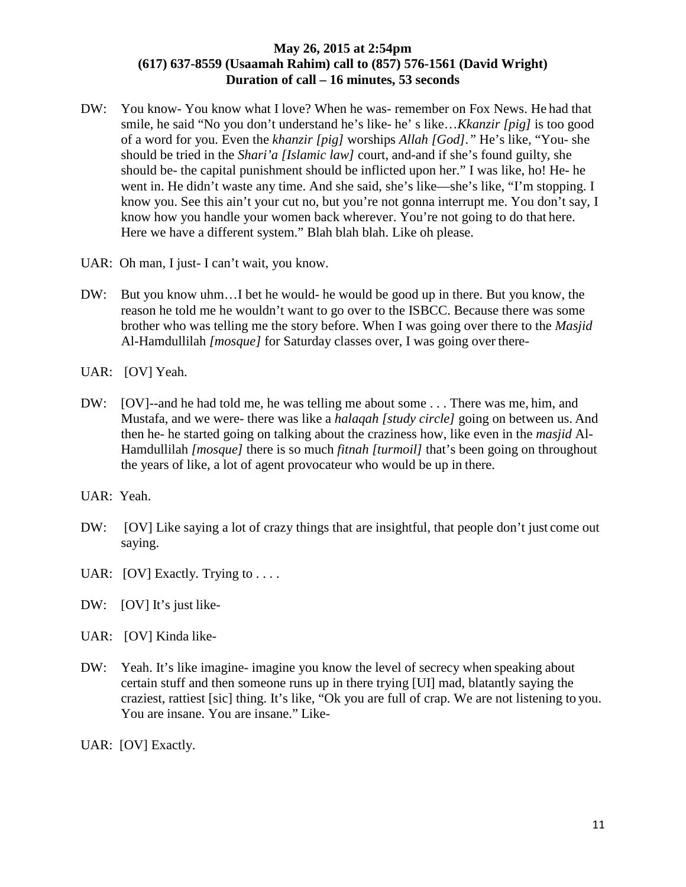**May 26, 2015 at 2:54pm**
**(617) 637-8559 (Usaamah Rahim) call to (857) 576-1561 (David Wright)**
**Duration of call – 16 minutes, 53 seconds**

DW: You know- You know what I love? When he was- remember on Fox News. He had that smile, he said "No you don't understand he's like- he' s like…*Kkanzir [pig]* is too good of a word for you. Even the *khanzir [pig]* worships *Allah [God]*." He's like, "You- she should be tried in the *Shari'a [Islamic law]* court, and-and if she's found guilty, she should be- the capital punishment should be inflicted upon her." I was like, ho! He- he went in. He didn't waste any time. And she said, she's like—she's like, "I'm stopping. I know you. See this ain't your cut no, but you're not gonna interrupt me. You don't say, I know how you handle your women back wherever. You're not going to do that here. Here we have a different system." Blah blah blah. Like oh please.

UAR: Oh man, I just- I can't wait, you know.

DW: But you know uhm…I bet he would- he would be good up in there. But you know, the reason he told me he wouldn't want to go over to the ISBCC. Because there was some brother who was telling me the story before. When I was going over there to the *Masjid* Al-Hamdullilah *[mosque]* for Saturday classes over, I was going over there-

UAR: [OV] Yeah.

DW: [OV]--and he had told me, he was telling me about some . . . There was me, him, and Mustafa, and we were- there was like a *halaqah [study circle]* going on between us. And then he- he started going on talking about the craziness how, like even in the *masjid* Al-Hamdullilah *[mosque]* there is so much *fitnah [turmoil]* that's been going on throughout the years of like, a lot of agent provocateur who would be up in there.

UAR: Yeah.

DW: [OV] Like saying a lot of crazy things that are insightful, that people don't just come out saying.

UAR: [OV] Exactly. Trying to . . . .

DW: [OV] It's just like-

UAR: [OV] Kinda like-

DW: Yeah. It's like imagine- imagine you know the level of secrecy when speaking about certain stuff and then someone runs up in there trying [UI] mad, blatantly saying the craziest, rattiest [sic] thing. It's like, "Ok you are full of crap. We are not listening to you. You are insane. You are insane." Like-

UAR: [OV] Exactly.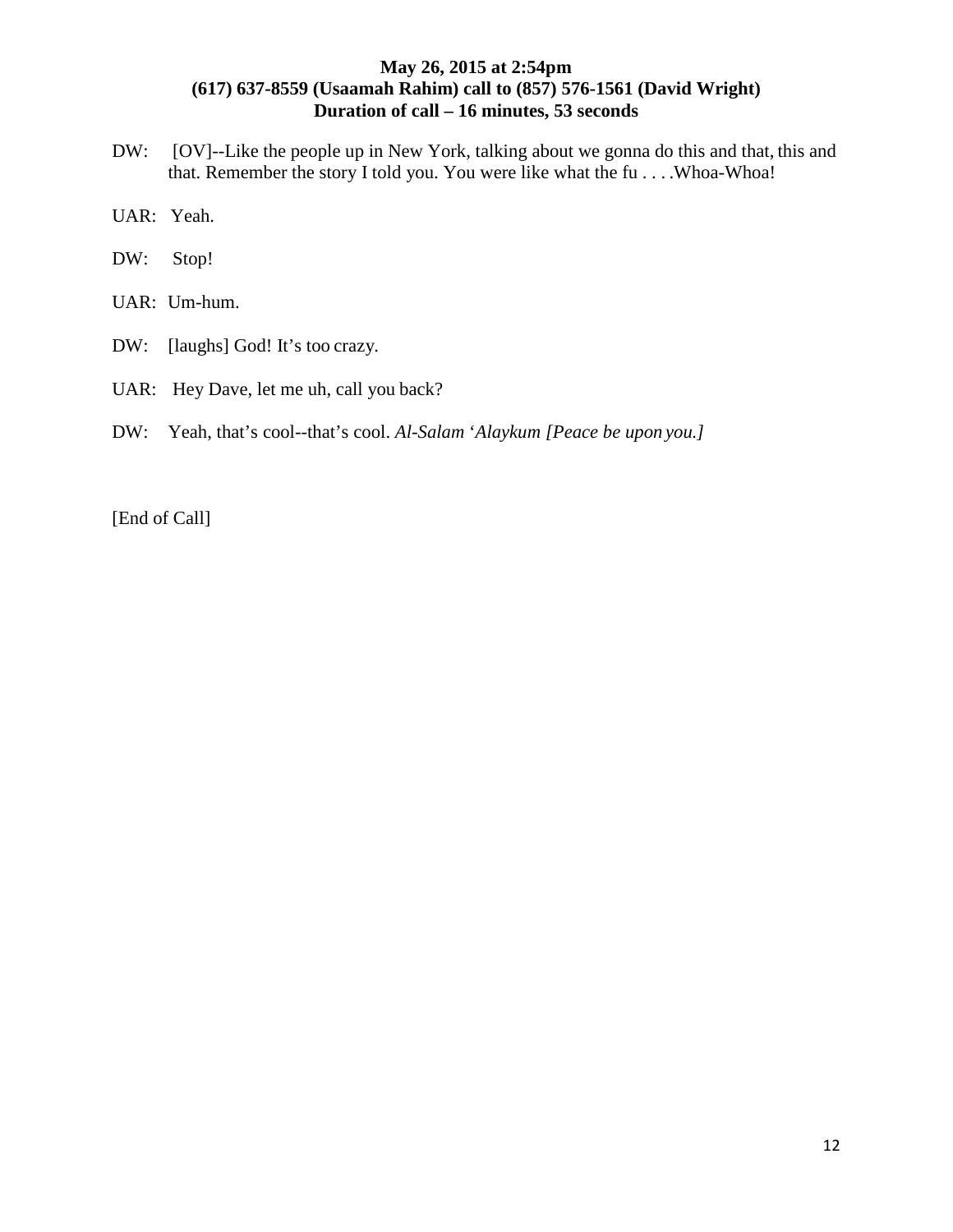**May 26, 2015 at 2:54pm**
**(617) 637-8559 (Usaamah Rahim) call to (857) 576-1561 (David Wright)**
**Duration of call – 16 minutes, 53 seconds**

DW: [OV]--Like the people up in New York, talking about we gonna do this and that, this and that. Remember the story I told you. You were like what the fu . . . .Whoa-Whoa!

UAR: Yeah.

DW: Stop!

UAR: Um-hum.

DW: [laughs] God! It's too crazy.

UAR: Hey Dave, let me uh, call you back?

DW: Yeah, that's cool--that's cool. *Al-Salam 'Alaykum [Peace be upon you.]*

[End of Call]